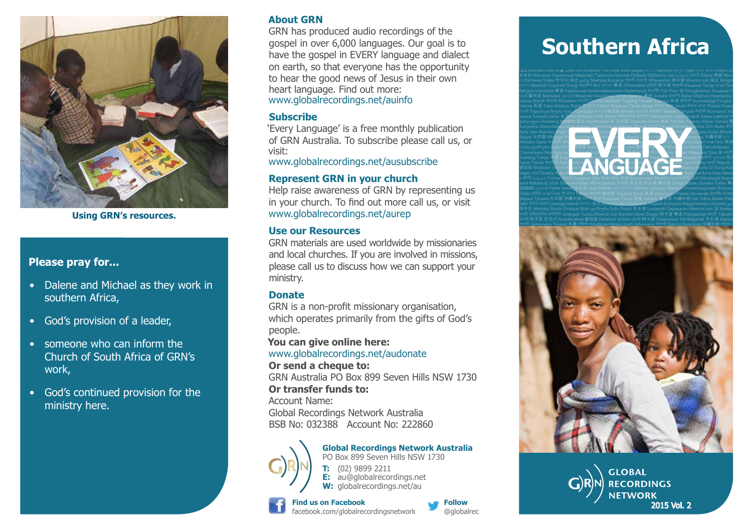Using GRN's resources.

### Please pray for...

- Dalene and Michael as they work in southern Africa,
- God's provision of a leader,
- someone who can inform the Church of South Africa of GRN's work,
- God's continued provision for the ministry here.

## About GRN

GRN has produced audio recordings of the gospel in over 6,000 languages. Our goal is to have the gospel in EVERY language and dialect on earth, so that everyone has the opportunity to hear the good news of Jesus in their own heart language. Find out more:
www.globalrecordings.net/auinfo

## Subscribe

'Every Language' is a free monthly publication of GRN Australia. To subscribe please call us, or visit:
www.globalrecordings.net/ausubscribe

## Represent GRN in your church

Help raise awareness of GRN by representing us in your church. To find out more call us, or visit
www.globalrecordings.net/aurep

## Use our Resources

GRN materials are used worldwide by missionaries and local churches. If you are involved in missions, please call us to discuss how we can support your ministry.

## Donate

GRN is a non-profit missionary organisation, which operates primarily from the gifts of God's people.

**You can give online here:**
www.globalrecordings.net/audonate

**Or send a cheque to:**
GRN Australia PO Box 899 Seven Hills NSW 1730

**Or transfer funds to:**
Account Name:
Global Recordings Network Australia
BSB No: 032388 Account No: 222860

**Global Recordings Network Australia**
PO Box 899 Seven Hills NSW 1730
**T:** (02) 9899 2211
**E:** au@globalrecordings.net
**W:** globalrecordings.net/au

**Find us on Facebook**
facebook.com/globalrecordingsnetwork

**Follow**
@globalrec

# Southern Africa

EVERY LANGUAGE

GLOBAL RECORDINGS NETWORK
2015 Vol. 2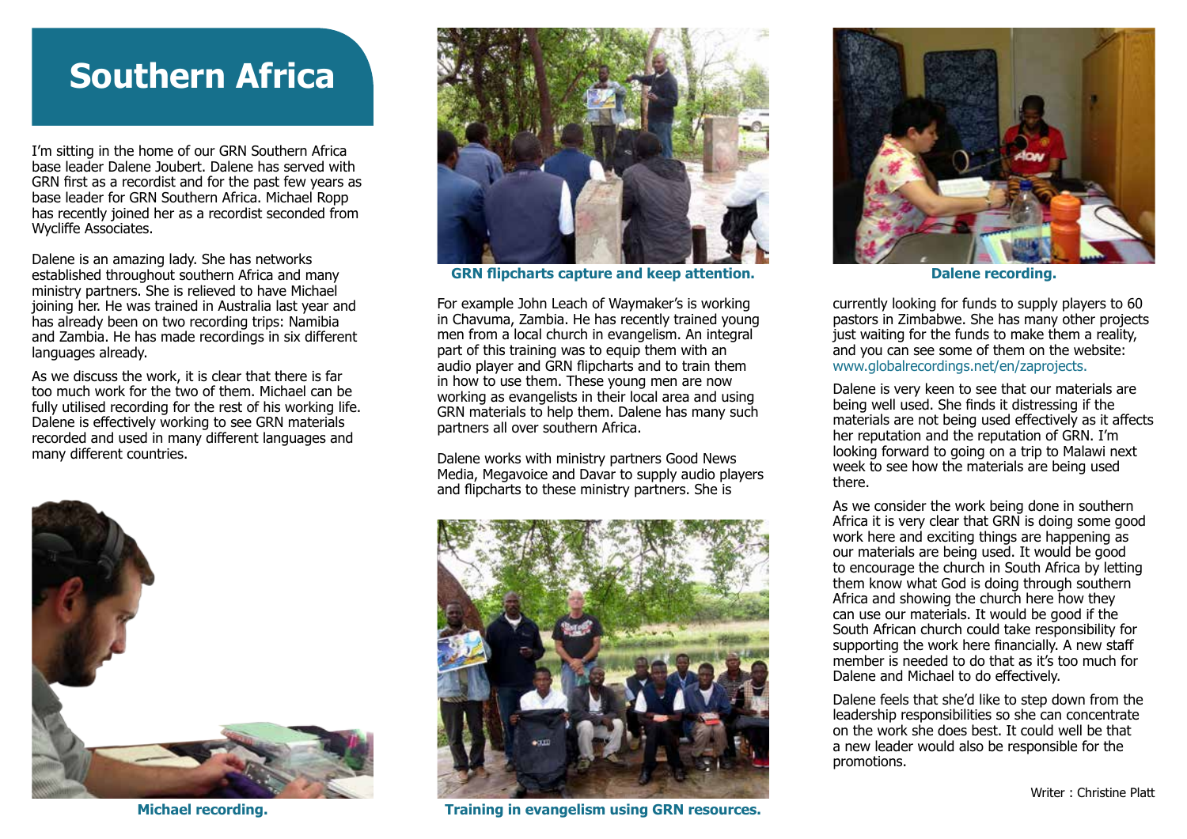# Southern Africa

I'm sitting in the home of our GRN Southern Africa base leader Dalene Joubert. Dalene has served with GRN first as a recordist and for the past few years as base leader for GRN Southern Africa. Michael Ropp has recently joined her as a recordist seconded from Wycliffe Associates.

Dalene is an amazing lady. She has networks established throughout southern Africa and many ministry partners. She is relieved to have Michael joining her. He was trained in Australia last year and has already been on two recording trips: Namibia and Zambia. He has made recordings in six different languages already.

As we discuss the work, it is clear that there is far too much work for the two of them. Michael can be fully utilised recording for the rest of his working life. Dalene is effectively working to see GRN materials recorded and used in many different languages and many different countries.

**Michael recording.**

**GRN flipcharts capture and keep attention.**

For example John Leach of Waymaker's is working in Chavuma, Zambia. He has recently trained young men from a local church in evangelism. An integral part of this training was to equip them with an audio player and GRN flipcharts and to train them in how to use them. These young men are now working as evangelists in their local area and using GRN materials to help them. Dalene has many such partners all over southern Africa.

Dalene works with ministry partners Good News Media, Megavoice and Davar to supply audio players and flipcharts to these ministry partners. She is currently looking for funds to supply players to 60 pastors in Zimbabwe. She has many other projects just waiting for the funds to make them a reality, and you can see some of them on the website: www.globalrecordings.net/en/zaprojects.

**Training in evangelism using GRN resources.**

**Dalene recording.**

Dalene is very keen to see that our materials are being well used. She finds it distressing if the materials are not being used effectively as it affects her reputation and the reputation of GRN. I'm looking forward to going on a trip to Malawi next week to see how the materials are being used there.

As we consider the work being done in southern Africa it is very clear that GRN is doing some good work here and exciting things are happening as our materials are being used. It would be good to encourage the church in South Africa by letting them know what God is doing through southern Africa and showing the church here how they can use our materials. It would be good if the South African church could take responsibility for supporting the work here financially. A new staff member is needed to do that as it's too much for Dalene and Michael to do effectively.

Dalene feels that she'd like to step down from the leadership responsibilities so she can concentrate on the work she does best. It could well be that a new leader would also be responsible for the promotions.

Writer : Christine Platt